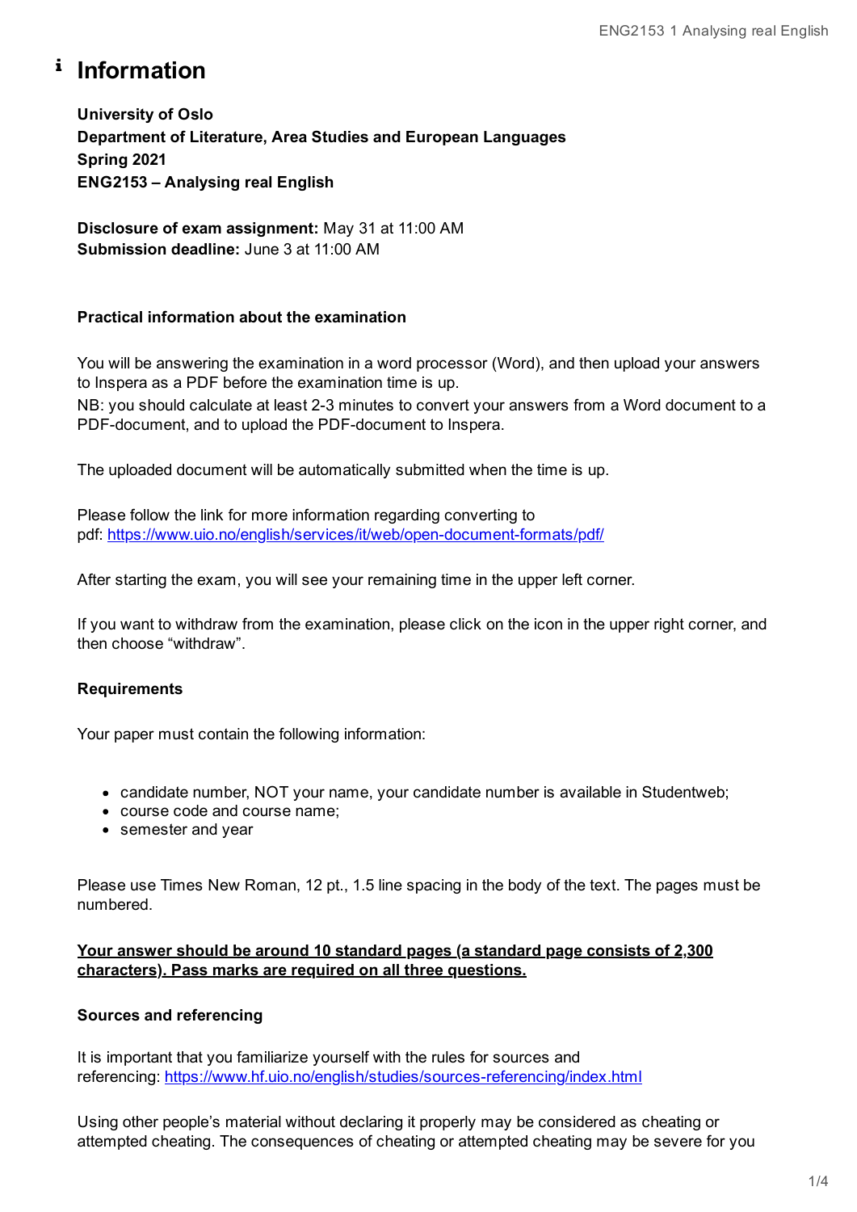# Information

**University of Oslo**
**Department of Literature, Area Studies and European Languages**
**Spring 2021**
**ENG2153 – Analysing real English**

**Disclosure of exam assignment:** May 31 at 11:00 AM
**Submission deadline:** June 3 at 11:00 AM

**Practical information about the examination**

You will be answering the examination in a word processor (Word), and then upload your answers to Inspera as a PDF before the examination time is up.
NB: you should calculate at least 2-3 minutes to convert your answers from a Word document to a PDF-document, and to upload the PDF-document to Inspera.

The uploaded document will be automatically submitted when the time is up.

Please follow the link for more information regarding converting to pdf: [https://www.uio.no/english/services/it/web/open-document-formats/pdf/](https://www.uio.no/english/services/it/web/open-document-formats/pdf/)

After starting the exam, you will see your remaining time in the upper left corner.

If you want to withdraw from the examination, please click on the icon in the upper right corner, and then choose "withdraw".

**Requirements**

Your paper must contain the following information:

- candidate number, NOT your name, your candidate number is available in Studentweb;
- course code and course name;
- semester and year

Please use Times New Roman, 12 pt., 1.5 line spacing in the body of the text. The pages must be numbered.

**Your answer should be around 10 standard pages (a standard page consists of 2,300 characters). Pass marks are required on all three questions.**

**Sources and referencing**

It is important that you familiarize yourself with the rules for sources and referencing: [https://www.hf.uio.no/english/studies/sources-referencing/index.html](https://www.hf.uio.no/english/studies/sources-referencing/index.html)

Using other people's material without declaring it properly may be considered as cheating or attempted cheating. The consequences of cheating or attempted cheating may be severe for you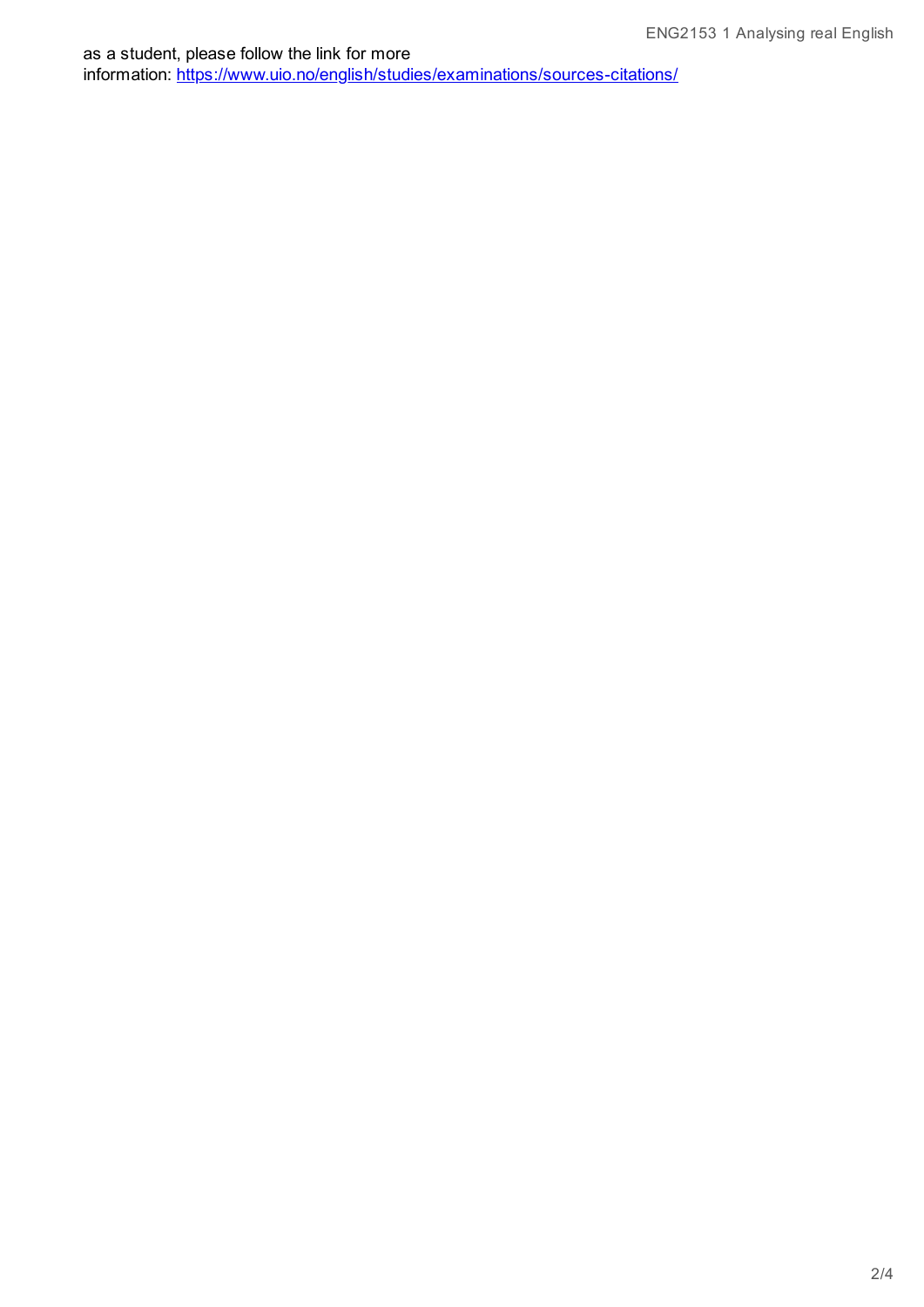as a student, please follow the link for more information: [https://www.uio.no/english/studies/examinations/sources-citations/](https://www.uio.no/english/studies/examinations/sources-citations/)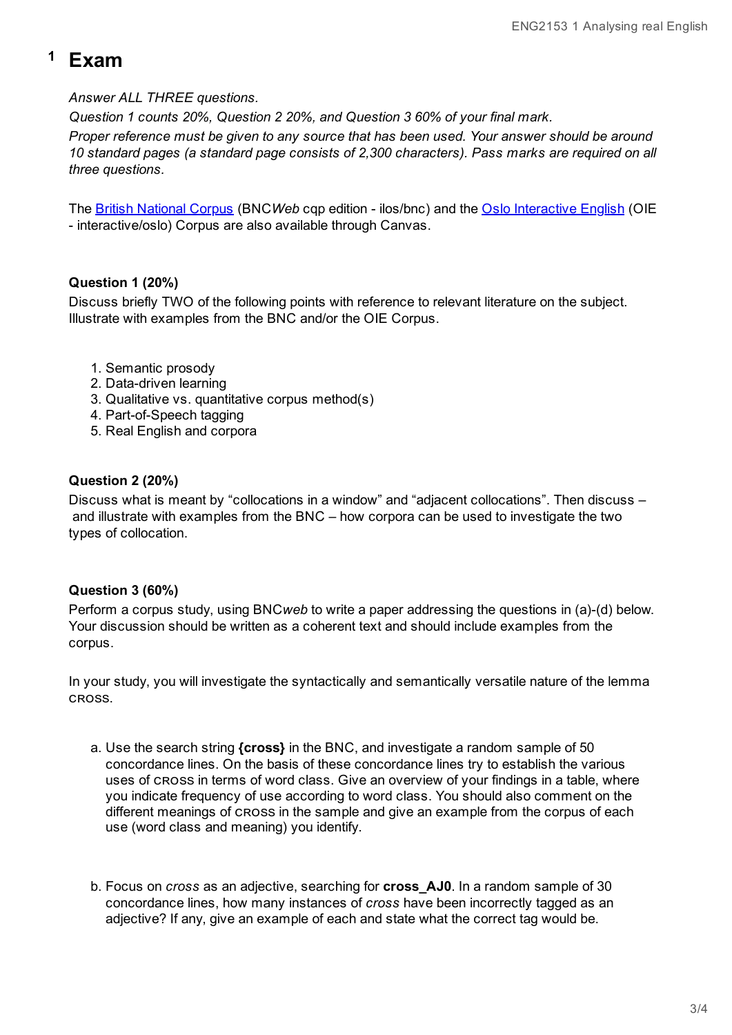# 1 Exam

*Answer ALL THREE questions.*
*Question 1 counts 20%, Question 2 20%, and Question 3 60% of your final mark.*
*Proper reference must be given to any source that has been used. Your answer should be around 10 standard pages (a standard page consists of 2,300 characters). Pass marks are required on all three questions.*

The British National Corpus (BNC*Web* cqp edition - ilos/bnc) and the Oslo Interactive English (OIE - interactive/oslo) Corpus are also available through Canvas.

**Question 1 (20%)**
Discuss briefly TWO of the following points with reference to relevant literature on the subject. Illustrate with examples from the BNC and/or the OIE Corpus.

1. Semantic prosody
2. Data-driven learning
3. Qualitative vs. quantitative corpus method(s)
4. Part-of-Speech tagging
5. Real English and corpora

**Question 2 (20%)**
Discuss what is meant by "collocations in a window" and "adjacent collocations". Then discuss – and illustrate with examples from the BNC – how corpora can be used to investigate the two types of collocation.

**Question 3 (60%)**
Perform a corpus study, using BNC*web* to write a paper addressing the questions in (a)-(d) below. Your discussion should be written as a coherent text and should include examples from the corpus.

In your study, you will investigate the syntactically and semantically versatile nature of the lemma CROSS.

a. Use the search string **{cross}** in the BNC, and investigate a random sample of 50 concordance lines. On the basis of these concordance lines try to establish the various uses of CROSS in terms of word class. Give an overview of your findings in a table, where you indicate frequency of use according to word class. You should also comment on the different meanings of CROSS in the sample and give an example from the corpus of each use (word class and meaning) you identify.

b. Focus on *cross* as an adjective, searching for **cross_AJ0**. In a random sample of 30 concordance lines, how many instances of *cross* have been incorrectly tagged as an adjective? If any, give an example of each and state what the correct tag would be.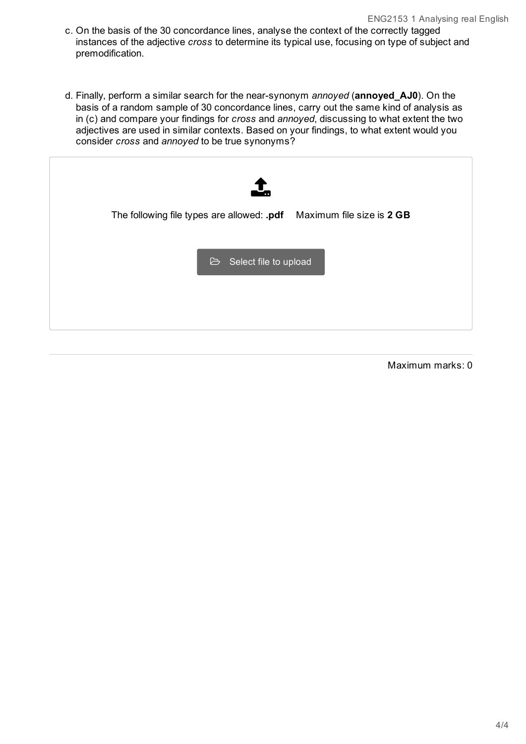c. On the basis of the 30 concordance lines, analyse the context of the correctly tagged instances of the adjective *cross* to determine its typical use, focusing on type of subject and premodification.

d. Finally, perform a similar search for the near-synonym *annoyed* (**annoyed_AJ0**). On the basis of a random sample of 30 concordance lines, carry out the same kind of analysis as in (c) and compare your findings for *cross* and *annoyed*, discussing to what extent the two adjectives are used in similar contexts. Based on your findings, to what extent would you consider *cross* and *annoyed* to be true synonyms?

The following file types are allowed: **.pdf** Maximum file size is **2 GB**

Select file to upload

Maximum marks: 0